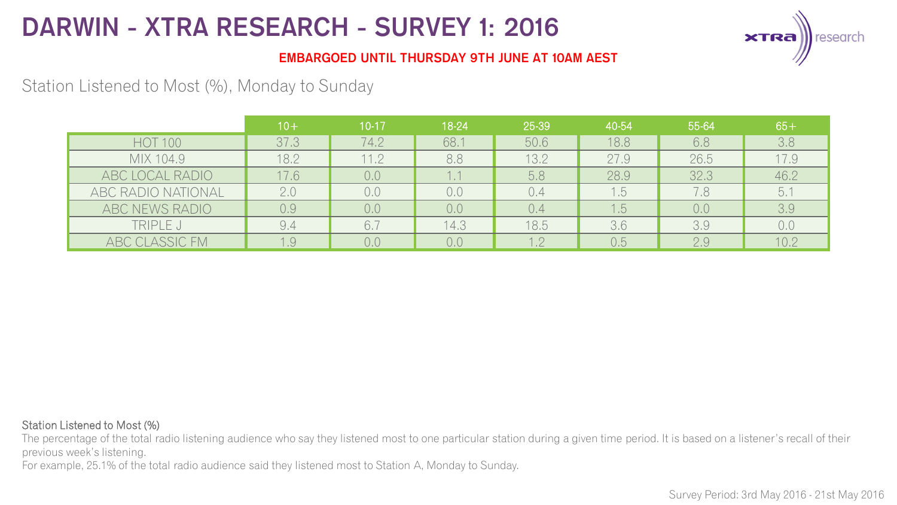# DARWIN - XTRA RESEARCH - SURVEY 1: 2016

**EMBARGOED UNTIL THURSDAY 9TH JUNE AT 10AM AEST**

## Station Listened to Most (%), Monday to Sunday

| | 10+ | 10-17 | 18-24 | 25-39 | 40-54 | 55-64 | 65+ |
|---|---|---|---|---|---|---|---|
| HOT 100 | 37.3 | 74.2 | 68.1 | 50.6 | 18.8 | 6.8 | 3.8 |
| MIX 104.9 | 18.2 | 11.2 | 8.8 | 13.2 | 27.9 | 26.5 | 17.9 |
| ABC LOCAL RADIO | 17.6 | 0.0 | 1.1 | 5.8 | 28.9 | 32.3 | 46.2 |
| ABC RADIO NATIONAL | 2.0 | 0.0 | 0.0 | 0.4 | 1.5 | 7.8 | 5.1 |
| ABC NEWS RADIO | 0.9 | 0.0 | 0.0 | 0.4 | 1.5 | 0.0 | 3.9 |
| TRIPLE J | 9.4 | 6.7 | 14.3 | 18.5 | 3.6 | 3.9 | 0.0 |
| ABC CLASSIC FM | 1.9 | 0.0 | 0.0 | 1.2 | 0.5 | 2.9 | 10.2 |

**Station Listened to Most (%)**

The percentage of the total radio listening audience who say they listened most to one particular station during a given time period. It is based on a listener's recall of their previous week's listening.

For example, 25.1% of the total radio audience said they listened most to Station A, Monday to Sunday.

Survey Period: 3rd May 2016 - 21st May 2016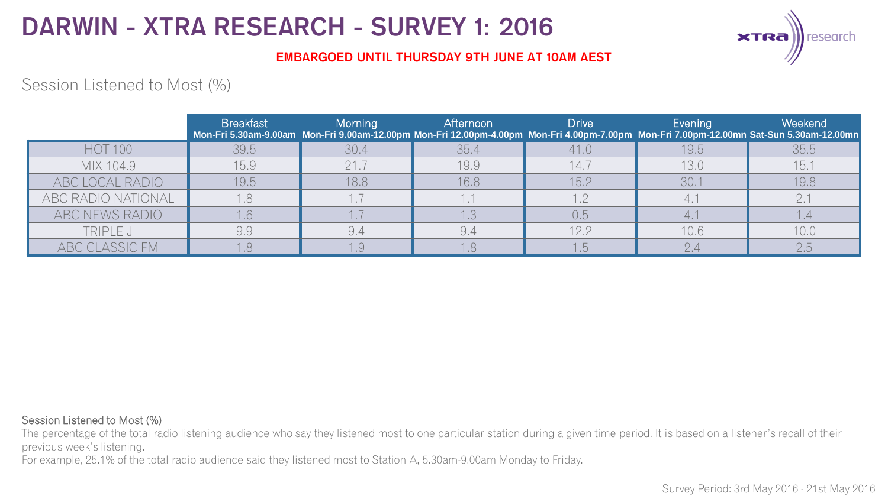# DARWIN - XTRA RESEARCH - SURVEY 1: 2016

**EMBARGOED UNTIL THURSDAY 9TH JUNE AT 10AM AEST**

Session Listened to Most (%)

| | Breakfast **Mon-Fri 5.30am-9.00am** | Morning **Mon-Fri 9.00am-12.00pm** | Afternoon **Mon-Fri 12.00pm-4.00pm** | Drive **Mon-Fri 4.00pm-7.00pm** | Evening **Mon-Fri 7.00pm-12.00mn** | Weekend **Sat-Sun 5.30am-12.00mn** |
|---|---|---|---|---|---|---|
| HOT 100 | 39.5 | 30.4 | 35.4 | 41.0 | 19.5 | 35.5 |
| MIX 104.9 | 15.9 | 21.7 | 19.9 | 14.7 | 13.0 | 15.1 |
| ABC LOCAL RADIO | 19.5 | 18.8 | 16.8 | 15.2 | 30.1 | 19.8 |
| ABC RADIO NATIONAL | 1.8 | 1.7 | 1.1 | 1.2 | 4.1 | 2.1 |
| ABC NEWS RADIO | 1.6 | 1.7 | 1.3 | 0.5 | 4.1 | 1.4 |
| TRIPLE J | 9.9 | 9.4 | 9.4 | 12.2 | 10.6 | 10.0 |
| ABC CLASSIC FM | 1.8 | 1.9 | 1.8 | 1.5 | 2.4 | 2.5 |

Session Listened to Most (%)

The percentage of the total radio listening audience who say they listened most to one particular station during a given time period. It is based on a listener's recall of their previous week's listening.

For example, 25.1% of the total radio audience said they listened most to Station A, 5.30am-9.00am Monday to Friday.

Survey Period: 3rd May 2016 - 21st May 2016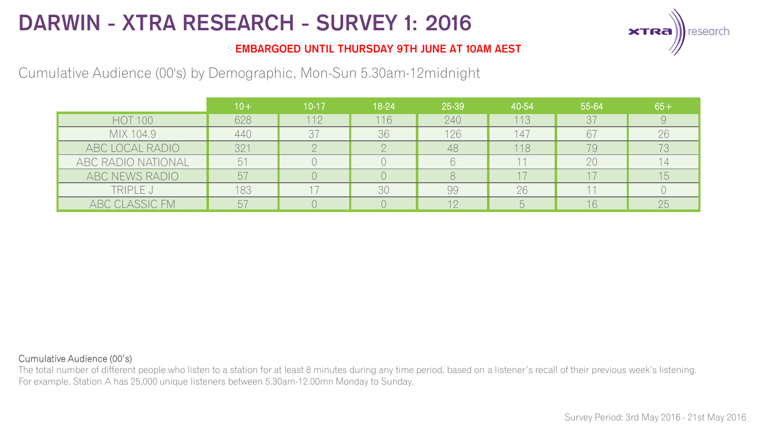# DARWIN - XTRA RESEARCH - SURVEY 1: 2016

**EMBARGOED UNTIL THURSDAY 9TH JUNE AT 10AM AEST**

Cumulative Audience (00's) by Demographic, Mon-Sun 5.30am-12midnight

| | 10+ | 10-17 | 18-24 | 25-39 | 40-54 | 55-64 | 65+ |
|---|---|---|---|---|---|---|---|
| HOT 100 | 628 | 112 | 116 | 240 | 113 | 37 | 9 |
| MIX 104.9 | 440 | 37 | 36 | 126 | 147 | 67 | 26 |
| ABC LOCAL RADIO | 321 | 2 | 2 | 48 | 118 | 79 | 73 |
| ABC RADIO NATIONAL | 51 | 0 | 0 | 6 | 11 | 20 | 14 |
| ABC NEWS RADIO | 57 | 0 | 0 | 8 | 17 | 17 | 15 |
| TRIPLE J | 183 | 17 | 30 | 99 | 26 | 11 | 0 |
| ABC CLASSIC FM | 57 | 0 | 0 | 12 | 5 | 16 | 25 |

Cumulative Audience (00's)

The total number of different people who listen to a station for at least 8 minutes during any time period, based on a listener's recall of their previous week's listening. For example, Station A has 25,000 unique listeners between 5.30am-12.00mn Monday to Sunday.

Survey Period: 3rd May 2016 - 21st May 2016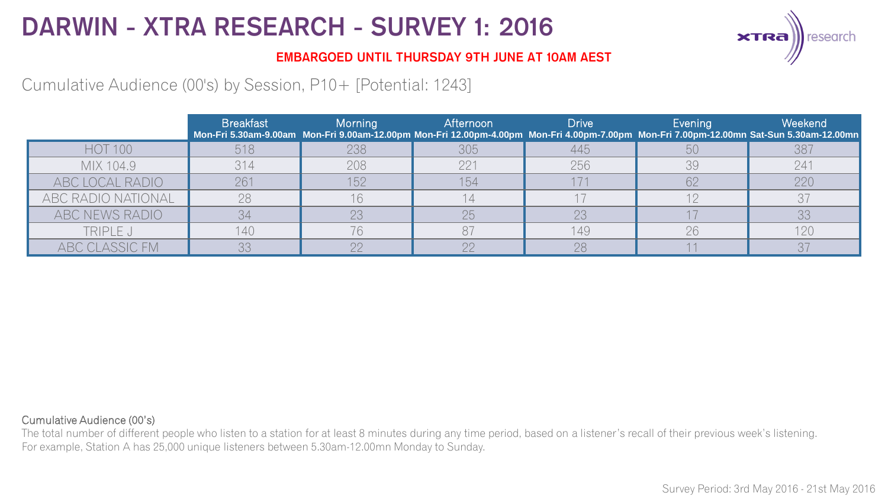# DARWIN - XTRA RESEARCH - SURVEY 1: 2016

**EMBARGOED UNTIL THURSDAY 9TH JUNE AT 10AM AEST**

Cumulative Audience (00's) by Session, P10+ [Potential: 1243]

| | Breakfast Mon-Fri 5.30am-9.00am | Morning Mon-Fri 9.00am-12.00pm | Afternoon Mon-Fri 12.00pm-4.00pm | Drive Mon-Fri 4.00pm-7.00pm | Evening Mon-Fri 7.00pm-12.00mn | Weekend Sat-Sun 5.30am-12.00mn |
|---|---|---|---|---|---|---|
| HOT 100 | 518 | 238 | 305 | 445 | 50 | 387 |
| MIX 104.9 | 314 | 208 | 221 | 256 | 39 | 241 |
| ABC LOCAL RADIO | 261 | 152 | 154 | 171 | 62 | 220 |
| ABC RADIO NATIONAL | 28 | 16 | 14 | 17 | 12 | 37 |
| ABC NEWS RADIO | 34 | 23 | 25 | 23 | 17 | 33 |
| TRIPLE J | 140 | 76 | 87 | 149 | 26 | 120 |
| ABC CLASSIC FM | 33 | 22 | 22 | 28 | 11 | 37 |

Cumulative Audience (00's)

The total number of different people who listen to a station for at least 8 minutes during any time period, based on a listener's recall of their previous week's listening.
For example, Station A has 25,000 unique listeners between 5.30am-12.00mn Monday to Sunday.

Survey Period: 3rd May 2016 - 21st May 2016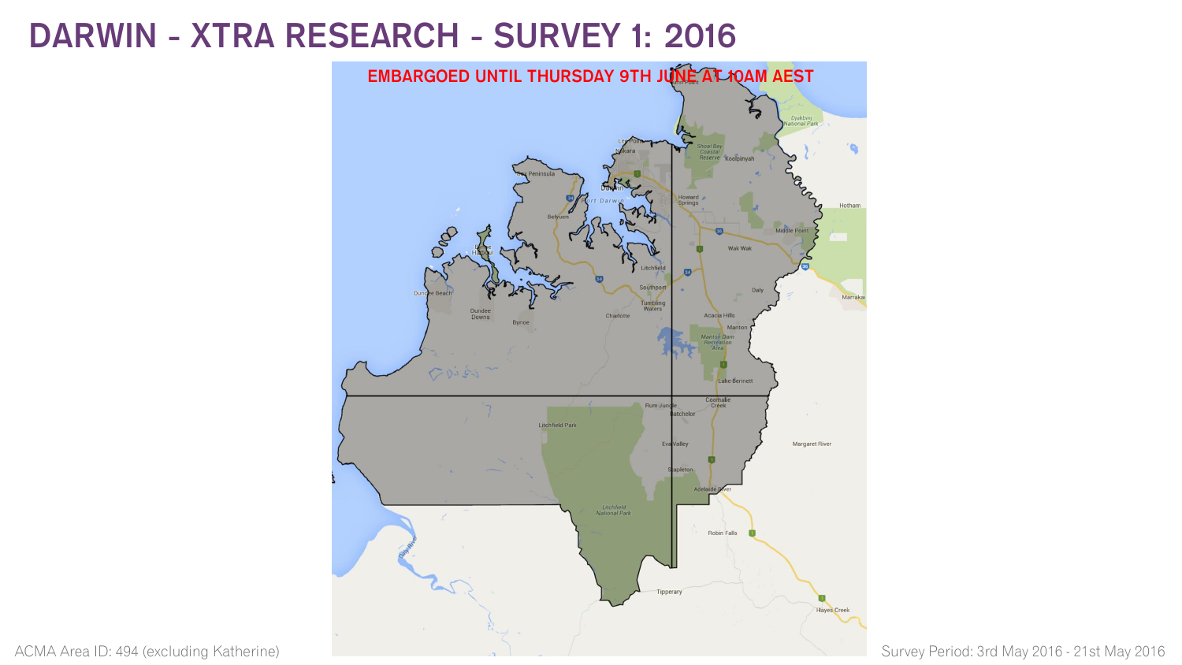# DARWIN - XTRA RESEARCH - SURVEY 1: 2016

EMBARGOED UNTIL THURSDAY 9TH JUNE AT 10AM AEST

ACMA Area ID: 494 (excluding Katherine)

Survey Period: 3rd May 2016 - 21st May 2016